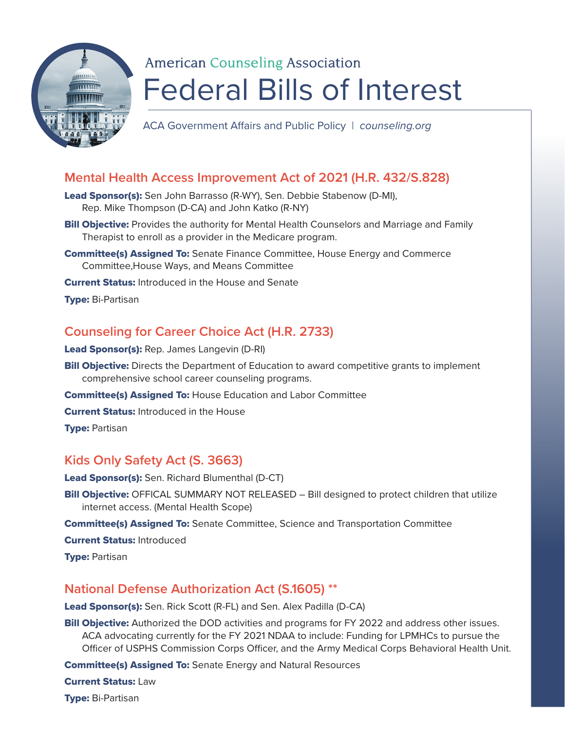American Counseling Association

# Federal Bills of Interest

ACA Government Affairs and Public Policy | *counseling.org*

## Mental Health Access Improvement Act of 2021 (H.R. 432/S.828)

**Lead Sponsor(s):** Sen John Barrasso (R-WY), Sen. Debbie Stabenow (D-MI), Rep. Mike Thompson (D-CA) and John Katko (R-NY)

**Bill Objective:** Provides the authority for Mental Health Counselors and Marriage and Family Therapist to enroll as a provider in the Medicare program.

**Committee(s) Assigned To:** Senate Finance Committee, House Energy and Commerce Committee,House Ways, and Means Committee

**Current Status:** Introduced in the House and Senate

**Type:** Bi-Partisan

## Counseling for Career Choice Act (H.R. 2733)

**Lead Sponsor(s):** Rep. James Langevin (D-RI)

**Bill Objective:** Directs the Department of Education to award competitive grants to implement comprehensive school career counseling programs.

**Committee(s) Assigned To:** House Education and Labor Committee

**Current Status:** Introduced in the House

**Type:** Partisan

## Kids Only Safety Act (S. 3663)

**Lead Sponsor(s):** Sen. Richard Blumenthal (D-CT)

**Bill Objective:** OFFICAL SUMMARY NOT RELEASED – Bill designed to protect children that utilize internet access. (Mental Health Scope)

**Committee(s) Assigned To:** Senate Committee, Science and Transportation Committee

**Current Status:** Introduced

**Type:** Partisan

## National Defense Authorization Act (S.1605) **

**Lead Sponsor(s):** Sen. Rick Scott (R-FL) and Sen. Alex Padilla (D-CA)

**Bill Objective:** Authorized the DOD activities and programs for FY 2022 and address other issues. ACA advocating currently for the FY 2021 NDAA to include: Funding for LPMHCs to pursue the Officer of USPHS Commission Corps Officer, and the Army Medical Corps Behavioral Health Unit.

**Committee(s) Assigned To:** Senate Energy and Natural Resources

**Current Status:** Law

**Type:** Bi-Partisan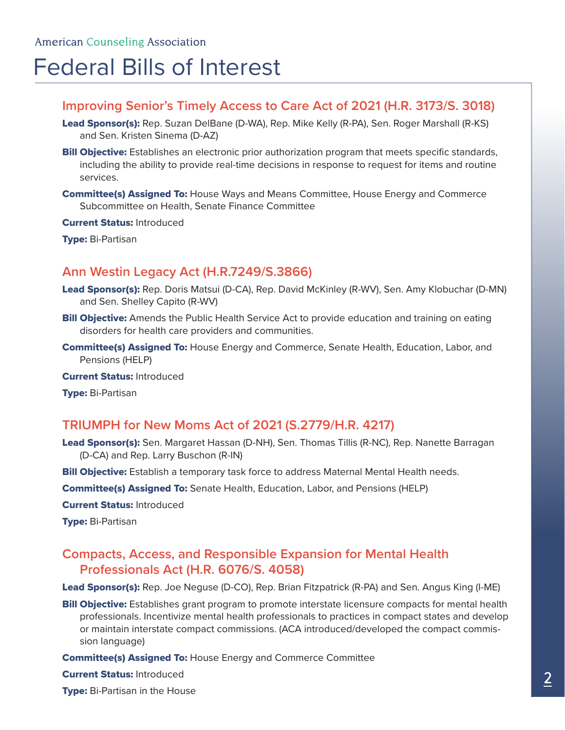American Counseling Association

# Federal Bills of Interest

## Improving Senior's Timely Access to Care Act of 2021 (H.R. 3173/S. 3018)

**Lead Sponsor(s):** Rep. Suzan DelBane (D-WA), Rep. Mike Kelly (R-PA), Sen. Roger Marshall (R-KS) and Sen. Kristen Sinema (D-AZ)

**Bill Objective:** Establishes an electronic prior authorization program that meets specific standards, including the ability to provide real-time decisions in response to request for items and routine services.

**Committee(s) Assigned To:** House Ways and Means Committee, House Energy and Commerce Subcommittee on Health, Senate Finance Committee

**Current Status:** Introduced

**Type:** Bi-Partisan

## Ann Westin Legacy Act (H.R.7249/S.3866)

**Lead Sponsor(s):** Rep. Doris Matsui (D-CA), Rep. David McKinley (R-WV), Sen. Amy Klobuchar (D-MN) and Sen. Shelley Capito (R-WV)

**Bill Objective:** Amends the Public Health Service Act to provide education and training on eating disorders for health care providers and communities.

**Committee(s) Assigned To:** House Energy and Commerce, Senate Health, Education, Labor, and Pensions (HELP)

**Current Status:** Introduced

**Type:** Bi-Partisan

## TRIUMPH for New Moms Act of 2021 (S.2779/H.R. 4217)

**Lead Sponsor(s):** Sen. Margaret Hassan (D-NH), Sen. Thomas Tillis (R-NC), Rep. Nanette Barragan (D-CA) and Rep. Larry Buschon (R-IN)

**Bill Objective:** Establish a temporary task force to address Maternal Mental Health needs.

**Committee(s) Assigned To:** Senate Health, Education, Labor, and Pensions (HELP)

**Current Status:** Introduced

**Type:** Bi-Partisan

## Compacts, Access, and Responsible Expansion for Mental Health Professionals Act (H.R. 6076/S. 4058)

**Lead Sponsor(s):** Rep. Joe Neguse (D-CO), Rep. Brian Fitzpatrick (R-PA) and Sen. Angus King (I-ME)

**Bill Objective:** Establishes grant program to promote interstate licensure compacts for mental health professionals. Incentivize mental health professionals to practices in compact states and develop or maintain interstate compact commissions. (ACA introduced/developed the compact commission language)

**Committee(s) Assigned To:** House Energy and Commerce Committee

**Current Status:** Introduced

**Type:** Bi-Partisan in the House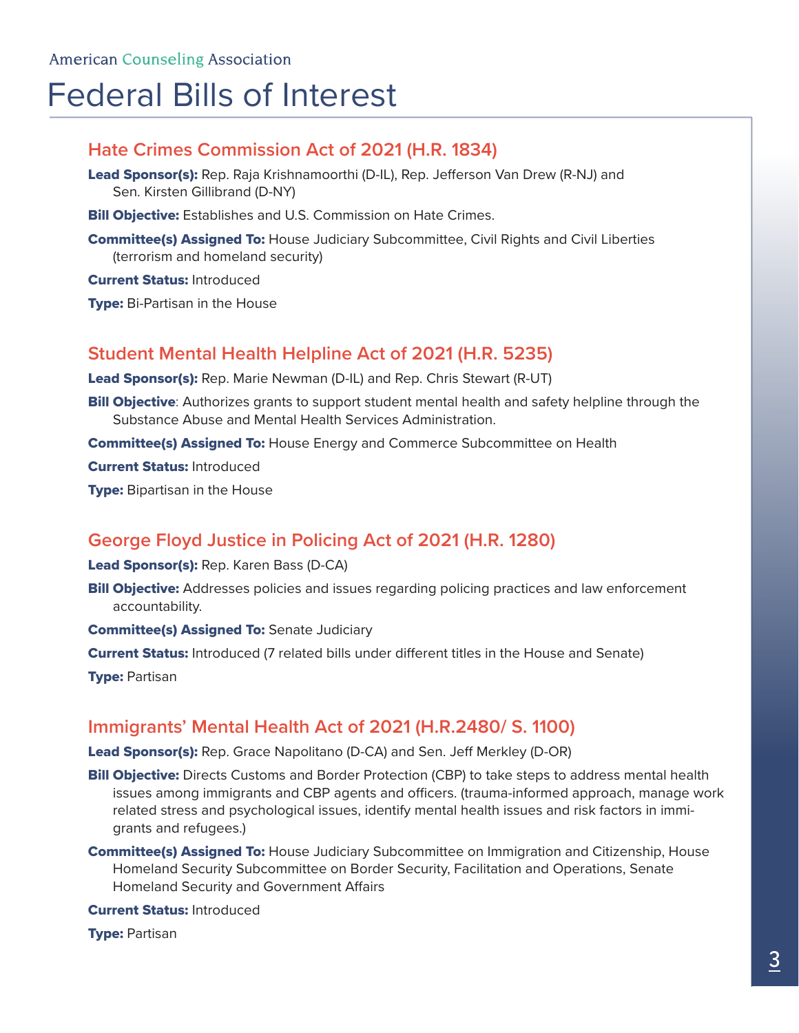American Counseling Association

# Federal Bills of Interest

## Hate Crimes Commission Act of 2021 (H.R. 1834)

**Lead Sponsor(s):** Rep. Raja Krishnamoorthi (D-IL), Rep. Jefferson Van Drew (R-NJ) and Sen. Kirsten Gillibrand (D-NY)

**Bill Objective:** Establishes and U.S. Commission on Hate Crimes.

**Committee(s) Assigned To:** House Judiciary Subcommittee, Civil Rights and Civil Liberties (terrorism and homeland security)

**Current Status:** Introduced

**Type:** Bi-Partisan in the House

## Student Mental Health Helpline Act of 2021 (H.R. 5235)

**Lead Sponsor(s):** Rep. Marie Newman (D-IL) and Rep. Chris Stewart (R-UT)

**Bill Objective**: Authorizes grants to support student mental health and safety helpline through the Substance Abuse and Mental Health Services Administration.

**Committee(s) Assigned To:** House Energy and Commerce Subcommittee on Health

**Current Status:** Introduced

**Type:** Bipartisan in the House

## George Floyd Justice in Policing Act of 2021 (H.R. 1280)

**Lead Sponsor(s):** Rep. Karen Bass (D-CA)

**Bill Objective:** Addresses policies and issues regarding policing practices and law enforcement accountability.

**Committee(s) Assigned To:** Senate Judiciary

**Current Status:** Introduced (7 related bills under different titles in the House and Senate)

**Type:** Partisan

## Immigrants' Mental Health Act of 2021 (H.R.2480/ S. 1100)

**Lead Sponsor(s):** Rep. Grace Napolitano (D-CA) and Sen. Jeff Merkley (D-OR)

**Bill Objective:** Directs Customs and Border Protection (CBP) to take steps to address mental health issues among immigrants and CBP agents and officers. (trauma-informed approach, manage work related stress and psychological issues, identify mental health issues and risk factors in immigrants and refugees.)

**Committee(s) Assigned To:** House Judiciary Subcommittee on Immigration and Citizenship, House Homeland Security Subcommittee on Border Security, Facilitation and Operations, Senate Homeland Security and Government Affairs

**Current Status:** Introduced

**Type:** Partisan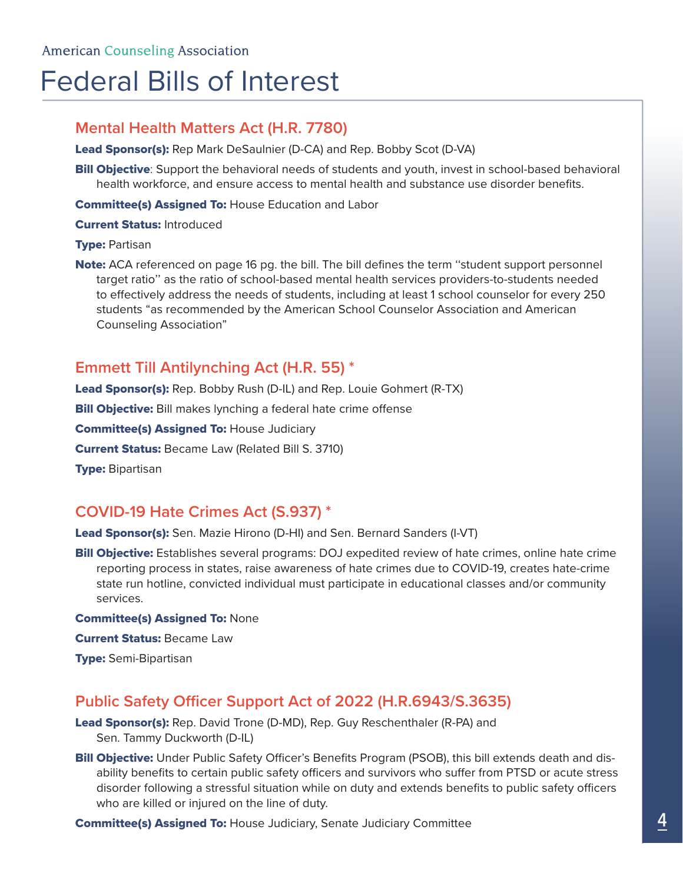American Counseling Association

# Federal Bills of Interest

## Mental Health Matters Act (H.R. 7780)

**Lead Sponsor(s):** Rep Mark DeSaulnier (D-CA) and Rep. Bobby Scot (D-VA)

**Bill Objective**: Support the behavioral needs of students and youth, invest in school-based behavioral health workforce, and ensure access to mental health and substance use disorder benefits.

**Committee(s) Assigned To:** House Education and Labor

**Current Status:** Introduced

**Type:** Partisan

**Note:** ACA referenced on page 16 pg. the bill. The bill defines the term ''student support personnel target ratio'' as the ratio of school-based mental health services providers-to-students needed to effectively address the needs of students, including at least 1 school counselor for every 250 students "as recommended by the American School Counselor Association and American Counseling Association"

## Emmett Till Antilynching Act (H.R. 55) *

**Lead Sponsor(s):** Rep. Bobby Rush (D-IL) and Rep. Louie Gohmert (R-TX)

**Bill Objective:** Bill makes lynching a federal hate crime offense

**Committee(s) Assigned To:** House Judiciary

**Current Status:** Became Law (Related Bill S. 3710)

**Type:** Bipartisan

## COVID-19 Hate Crimes Act (S.937) *

**Lead Sponsor(s):** Sen. Mazie Hirono (D-HI) and Sen. Bernard Sanders (I-VT)

**Bill Objective:** Establishes several programs: DOJ expedited review of hate crimes, online hate crime reporting process in states, raise awareness of hate crimes due to COVID-19, creates hate-crime state run hotline, convicted individual must participate in educational classes and/or community services.

**Committee(s) Assigned To:** None

**Current Status:** Became Law

**Type:** Semi-Bipartisan

## Public Safety Officer Support Act of 2022 (H.R.6943/S.3635)

**Lead Sponsor(s):** Rep. David Trone (D-MD), Rep. Guy Reschenthaler (R-PA) and Sen. Tammy Duckworth (D-IL)

**Bill Objective:** Under Public Safety Officer's Benefits Program (PSOB), this bill extends death and disability benefits to certain public safety officers and survivors who suffer from PTSD or acute stress disorder following a stressful situation while on duty and extends benefits to public safety officers who are killed or injured on the line of duty.

**Committee(s) Assigned To:** House Judiciary, Senate Judiciary Committee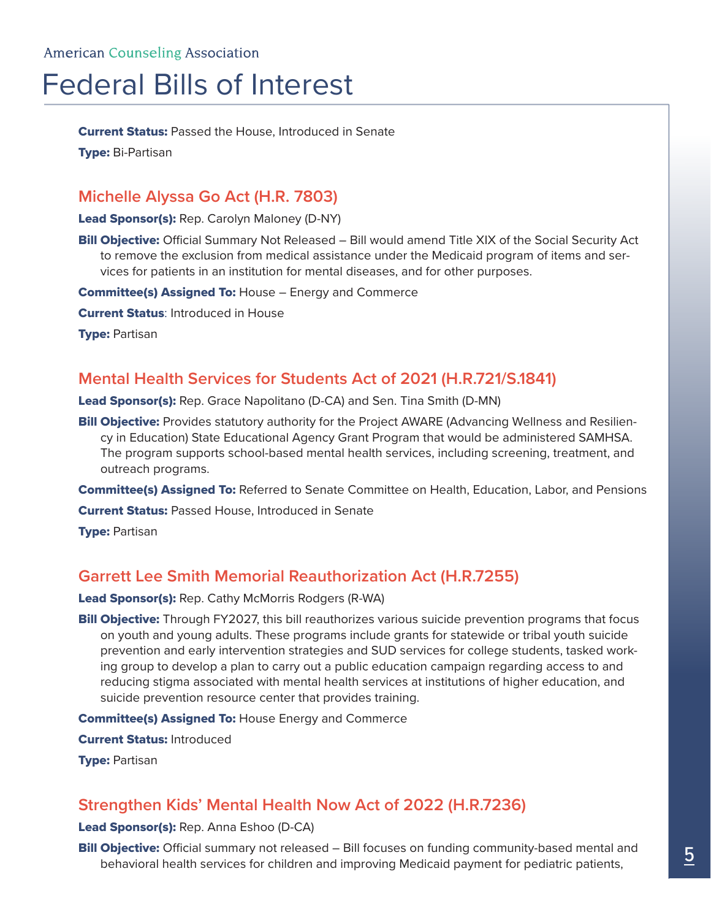**Current Status:** Passed the House, Introduced in Senate

**Type:** Bi-Partisan

## Michelle Alyssa Go Act (H.R. 7803)

**Lead Sponsor(s):** Rep. Carolyn Maloney (D-NY)

**Bill Objective:** Official Summary Not Released – Bill would amend Title XIX of the Social Security Act to remove the exclusion from medical assistance under the Medicaid program of items and services for patients in an institution for mental diseases, and for other purposes.

**Committee(s) Assigned To:** House – Energy and Commerce

**Current Status**: Introduced in House

**Type:** Partisan

## Mental Health Services for Students Act of 2021 (H.R.721/S.1841)

**Lead Sponsor(s):** Rep. Grace Napolitano (D-CA) and Sen. Tina Smith (D-MN)

**Bill Objective:** Provides statutory authority for the Project AWARE (Advancing Wellness and Resiliency in Education) State Educational Agency Grant Program that would be administered SAMHSA. The program supports school-based mental health services, including screening, treatment, and outreach programs.

**Committee(s) Assigned To:** Referred to Senate Committee on Health, Education, Labor, and Pensions

**Current Status:** Passed House, Introduced in Senate

**Type:** Partisan

## Garrett Lee Smith Memorial Reauthorization Act (H.R.7255)

**Lead Sponsor(s):** Rep. Cathy McMorris Rodgers (R-WA)

**Bill Objective:** Through FY2027, this bill reauthorizes various suicide prevention programs that focus on youth and young adults. These programs include grants for statewide or tribal youth suicide prevention and early intervention strategies and SUD services for college students, tasked working group to develop a plan to carry out a public education campaign regarding access to and reducing stigma associated with mental health services at institutions of higher education, and suicide prevention resource center that provides training.

**Committee(s) Assigned To:** House Energy and Commerce

**Current Status:** Introduced

**Type:** Partisan

## Strengthen Kids' Mental Health Now Act of 2022 (H.R.7236)

**Lead Sponsor(s):** Rep. Anna Eshoo (D-CA)

**Bill Objective:** Official summary not released – Bill focuses on funding community-based mental and behavioral health services for children and improving Medicaid payment for pediatric patients,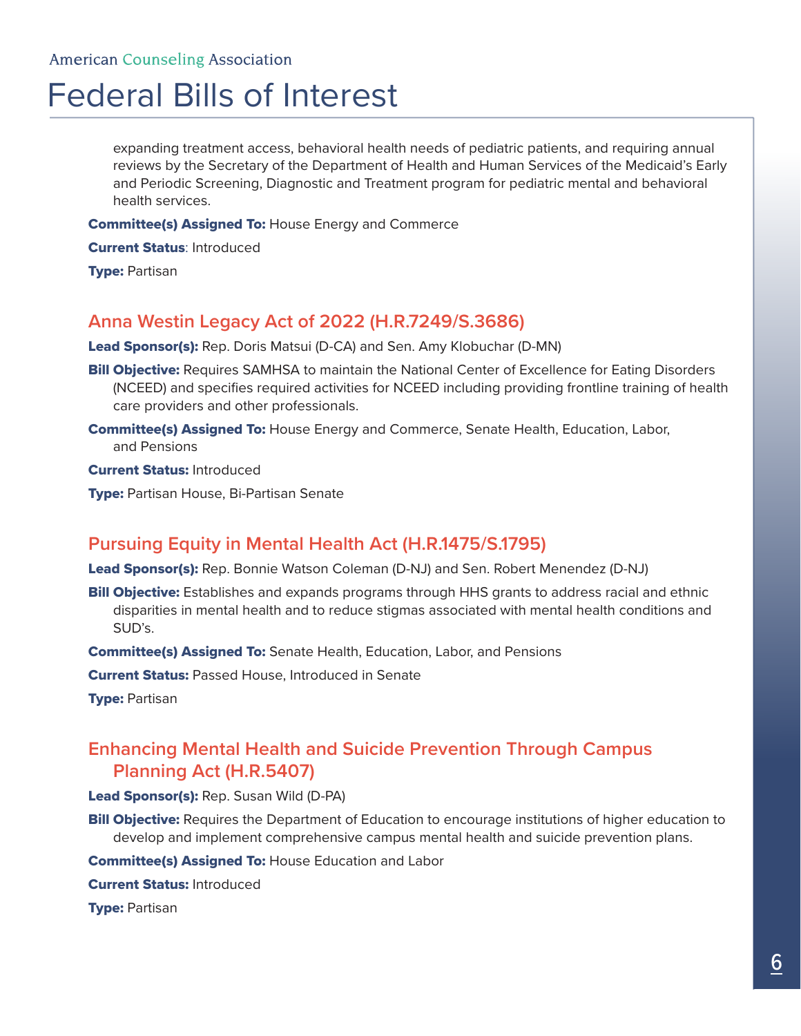expanding treatment access, behavioral health needs of pediatric patients, and requiring annual reviews by the Secretary of the Department of Health and Human Services of the Medicaid's Early and Periodic Screening, Diagnostic and Treatment program for pediatric mental and behavioral health services.

**Committee(s) Assigned To:** House Energy and Commerce

**Current Status**: Introduced

**Type:** Partisan

## Anna Westin Legacy Act of 2022 (H.R.7249/S.3686)

**Lead Sponsor(s):** Rep. Doris Matsui (D-CA) and Sen. Amy Klobuchar (D-MN)

**Bill Objective:** Requires SAMHSA to maintain the National Center of Excellence for Eating Disorders (NCEED) and specifies required activities for NCEED including providing frontline training of health care providers and other professionals.

**Committee(s) Assigned To:** House Energy and Commerce, Senate Health, Education, Labor, and Pensions

**Current Status:** Introduced

**Type:** Partisan House, Bi-Partisan Senate

## Pursuing Equity in Mental Health Act (H.R.1475/S.1795)

**Lead Sponsor(s):** Rep. Bonnie Watson Coleman (D-NJ) and Sen. Robert Menendez (D-NJ)

**Bill Objective:** Establishes and expands programs through HHS grants to address racial and ethnic disparities in mental health and to reduce stigmas associated with mental health conditions and SUD's.

**Committee(s) Assigned To:** Senate Health, Education, Labor, and Pensions

**Current Status:** Passed House, Introduced in Senate

**Type:** Partisan

## Enhancing Mental Health and Suicide Prevention Through Campus Planning Act (H.R.5407)

**Lead Sponsor(s):** Rep. Susan Wild (D-PA)

**Bill Objective:** Requires the Department of Education to encourage institutions of higher education to develop and implement comprehensive campus mental health and suicide prevention plans.

**Committee(s) Assigned To:** House Education and Labor

**Current Status:** Introduced

**Type:** Partisan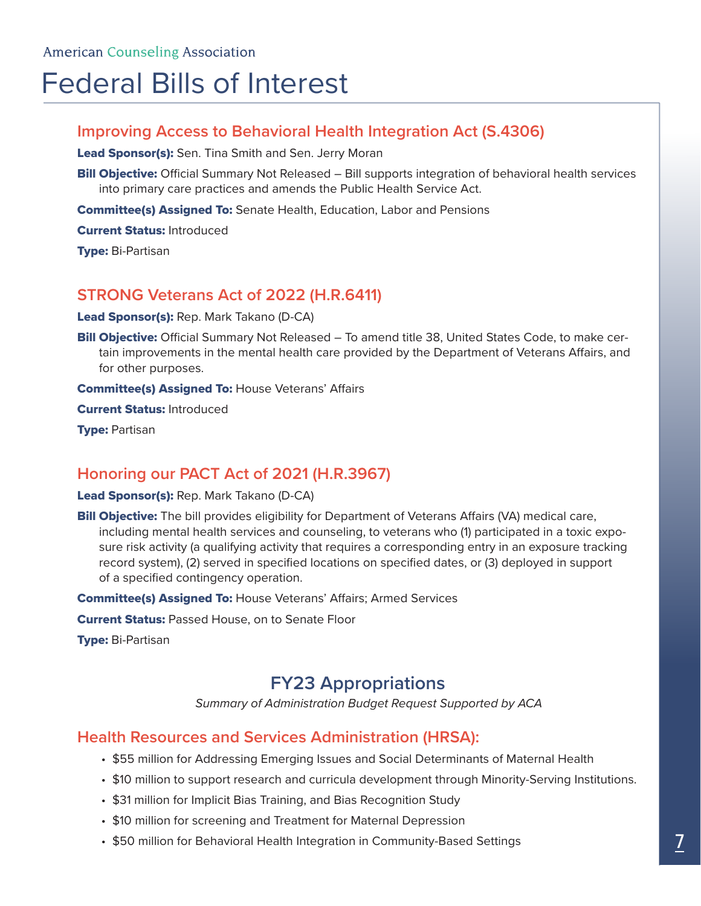American Counseling Association

# Federal Bills of Interest

## Improving Access to Behavioral Health Integration Act (S.4306)

**Lead Sponsor(s):** Sen. Tina Smith and Sen. Jerry Moran

**Bill Objective:** Official Summary Not Released – Bill supports integration of behavioral health services into primary care practices and amends the Public Health Service Act.

**Committee(s) Assigned To:** Senate Health, Education, Labor and Pensions

**Current Status:** Introduced

**Type:** Bi-Partisan

## STRONG Veterans Act of 2022 (H.R.6411)

**Lead Sponsor(s):** Rep. Mark Takano (D-CA)

**Bill Objective:** Official Summary Not Released – To amend title 38, United States Code, to make certain improvements in the mental health care provided by the Department of Veterans Affairs, and for other purposes.

**Committee(s) Assigned To:** House Veterans' Affairs

**Current Status:** Introduced

**Type:** Partisan

## Honoring our PACT Act of 2021 (H.R.3967)

**Lead Sponsor(s):** Rep. Mark Takano (D-CA)

**Bill Objective:** The bill provides eligibility for Department of Veterans Affairs (VA) medical care, including mental health services and counseling, to veterans who (1) participated in a toxic exposure risk activity (a qualifying activity that requires a corresponding entry in an exposure tracking record system), (2) served in specified locations on specified dates, or (3) deployed in support of a specified contingency operation.

**Committee(s) Assigned To:** House Veterans' Affairs; Armed Services

**Current Status:** Passed House, on to Senate Floor

**Type:** Bi-Partisan

## FY23 Appropriations

*Summary of Administration Budget Request Supported by ACA*

## Health Resources and Services Administration (HRSA):

- $55 million for Addressing Emerging Issues and Social Determinants of Maternal Health
- $10 million to support research and curricula development through Minority-Serving Institutions.
- $31 million for Implicit Bias Training, and Bias Recognition Study
- $10 million for screening and Treatment for Maternal Depression
- $50 million for Behavioral Health Integration in Community-Based Settings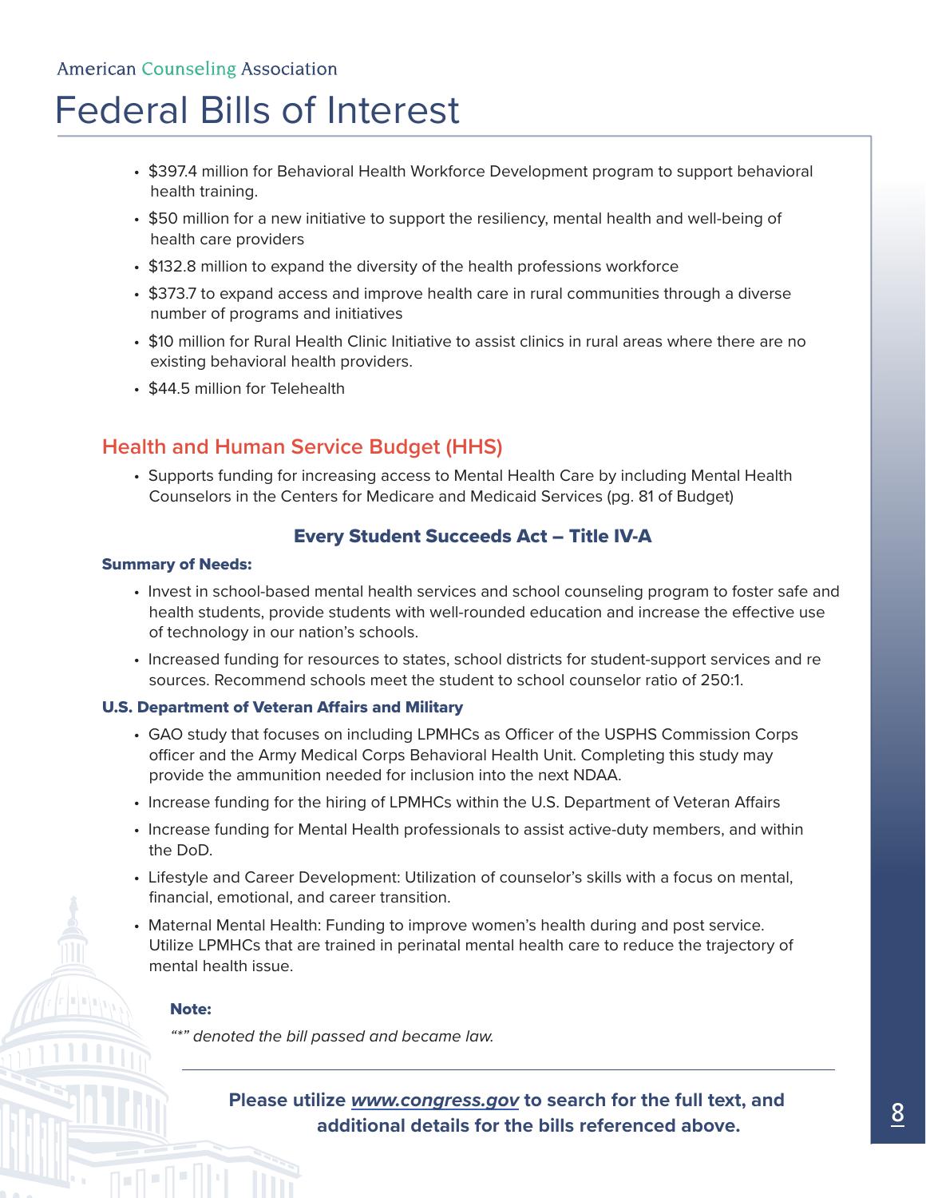- $397.4 million for Behavioral Health Workforce Development program to support behavioral health training.
- $50 million for a new initiative to support the resiliency, mental health and well-being of health care providers
- $132.8 million to expand the diversity of the health professions workforce
- $373.7 to expand access and improve health care in rural communities through a diverse number of programs and initiatives
- $10 million for Rural Health Clinic Initiative to assist clinics in rural areas where there are no existing behavioral health providers.
- $44.5 million for Telehealth

## Health and Human Service Budget (HHS)

- Supports funding for increasing access to Mental Health Care by including Mental Health Counselors in the Centers for Medicare and Medicaid Services (pg. 81 of Budget)

### Every Student Succeeds Act – Title IV-A

**Summary of Needs:**

- Invest in school-based mental health services and school counseling program to foster safe and health students, provide students with well-rounded education and increase the effective use of technology in our nation's schools.
- Increased funding for resources to states, school districts for student-support services and re sources. Recommend schools meet the student to school counselor ratio of 250:1.

**U.S. Department of Veteran Affairs and Military**

- GAO study that focuses on including LPMHCs as Officer of the USPHS Commission Corps officer and the Army Medical Corps Behavioral Health Unit. Completing this study may provide the ammunition needed for inclusion into the next NDAA.
- Increase funding for the hiring of LPMHCs within the U.S. Department of Veteran Affairs
- Increase funding for Mental Health professionals to assist active-duty members, and within the DoD.
- Lifestyle and Career Development: Utilization of counselor's skills with a focus on mental, financial, emotional, and career transition.
- Maternal Mental Health: Funding to improve women's health during and post service. Utilize LPMHCs that are trained in perinatal mental health care to reduce the trajectory of mental health issue.

**Note:**

*"*" denoted the bill passed and became law.*

---

**Please utilize *www.congress.gov* to search for the full text, and additional details for the bills referenced above.**